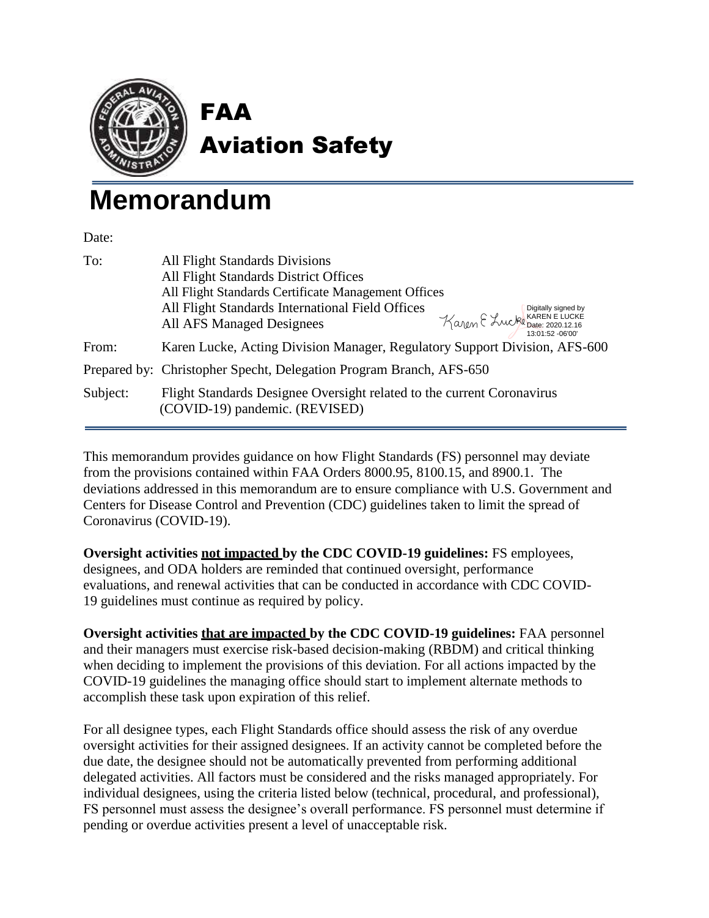# FAA
# Aviation Safety

# Memorandum

Date:

To: All Flight Standards Divisions
All Flight Standards District Offices
All Flight Standards Certificate Management Offices
All Flight Standards International Field Offices
All AFS Managed Designees

Digitally signed by KAREN E LUCKE
Date: 2020.12.16 13:01:52 -06'00'

From: Karen Lucke, Acting Division Manager, Regulatory Support Division, AFS-600

Prepared by: Christopher Specht, Delegation Program Branch, AFS-650

Subject: Flight Standards Designee Oversight related to the current Coronavirus (COVID-19) pandemic. (REVISED)

---

This memorandum provides guidance on how Flight Standards (FS) personnel may deviate from the provisions contained within FAA Orders 8000.95, 8100.15, and 8900.1. The deviations addressed in this memorandum are to ensure compliance with U.S. Government and Centers for Disease Control and Prevention (CDC) guidelines taken to limit the spread of Coronavirus (COVID-19).

**Oversight activities not impacted by the CDC COVID-19 guidelines:** FS employees, designees, and ODA holders are reminded that continued oversight, performance evaluations, and renewal activities that can be conducted in accordance with CDC COVID-19 guidelines must continue as required by policy.

**Oversight activities that are impacted by the CDC COVID-19 guidelines:** FAA personnel and their managers must exercise risk-based decision-making (RBDM) and critical thinking when deciding to implement the provisions of this deviation. For all actions impacted by the COVID-19 guidelines the managing office should start to implement alternate methods to accomplish these task upon expiration of this relief.

For all designee types, each Flight Standards office should assess the risk of any overdue oversight activities for their assigned designees. If an activity cannot be completed before the due date, the designee should not be automatically prevented from performing additional delegated activities. All factors must be considered and the risks managed appropriately. For individual designees, using the criteria listed below (technical, procedural, and professional), FS personnel must assess the designee's overall performance. FS personnel must determine if pending or overdue activities present a level of unacceptable risk.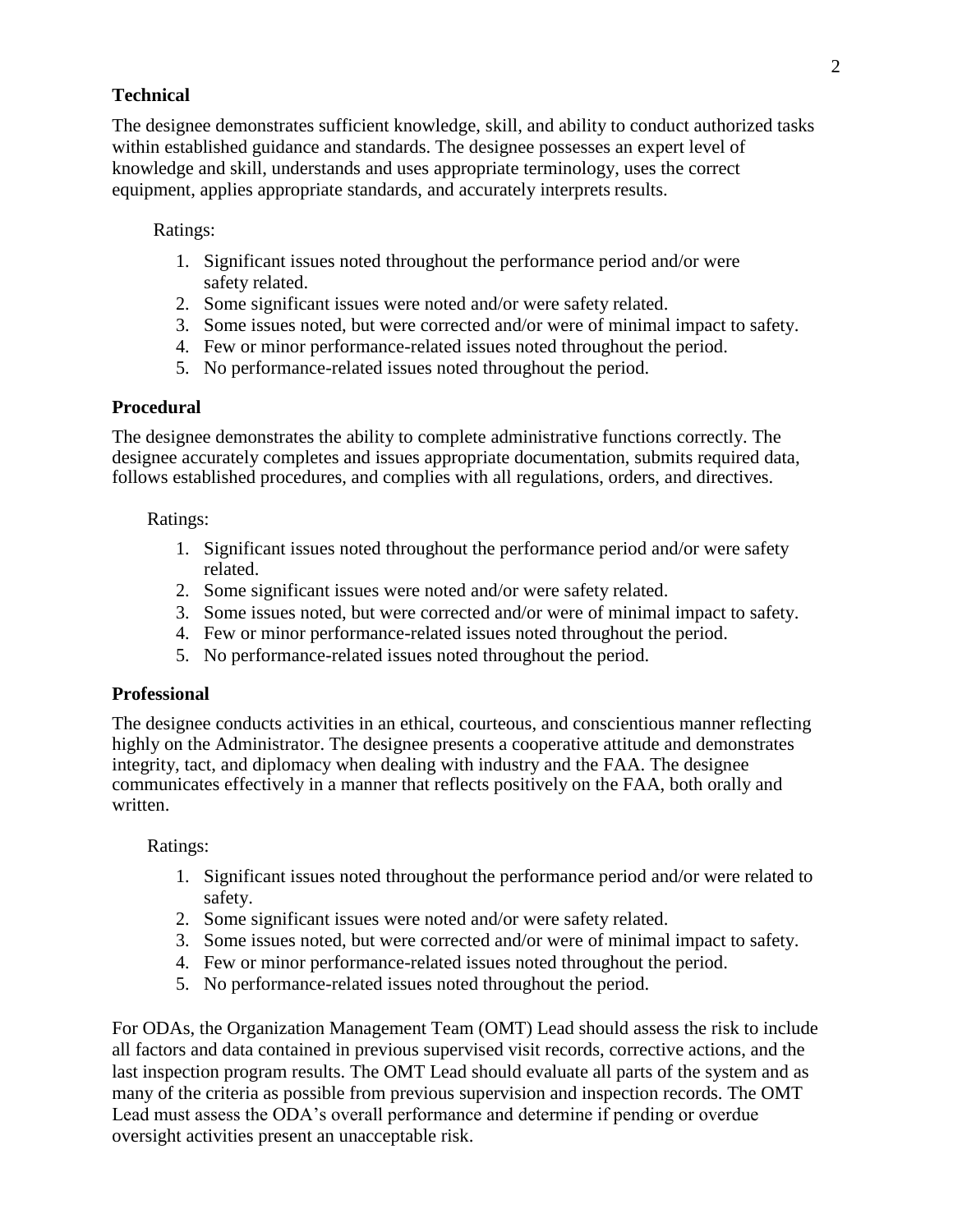### Technical

The designee demonstrates sufficient knowledge, skill, and ability to conduct authorized tasks within established guidance and standards. The designee possesses an expert level of knowledge and skill, understands and uses appropriate terminology, uses the correct equipment, applies appropriate standards, and accurately interprets results.

Ratings:

1. Significant issues noted throughout the performance period and/or were safety related.
2. Some significant issues were noted and/or were safety related.
3. Some issues noted, but were corrected and/or were of minimal impact to safety.
4. Few or minor performance-related issues noted throughout the period.
5. No performance-related issues noted throughout the period.

### Procedural

The designee demonstrates the ability to complete administrative functions correctly. The designee accurately completes and issues appropriate documentation, submits required data, follows established procedures, and complies with all regulations, orders, and directives.

Ratings:

1. Significant issues noted throughout the performance period and/or were safety related.
2. Some significant issues were noted and/or were safety related.
3. Some issues noted, but were corrected and/or were of minimal impact to safety.
4. Few or minor performance-related issues noted throughout the period.
5. No performance-related issues noted throughout the period.

### Professional

The designee conducts activities in an ethical, courteous, and conscientious manner reflecting highly on the Administrator. The designee presents a cooperative attitude and demonstrates integrity, tact, and diplomacy when dealing with industry and the FAA. The designee communicates effectively in a manner that reflects positively on the FAA, both orally and written.

Ratings:

1. Significant issues noted throughout the performance period and/or were related to safety.
2. Some significant issues were noted and/or were safety related.
3. Some issues noted, but were corrected and/or were of minimal impact to safety.
4. Few or minor performance-related issues noted throughout the period.
5. No performance-related issues noted throughout the period.

For ODAs, the Organization Management Team (OMT) Lead should assess the risk to include all factors and data contained in previous supervised visit records, corrective actions, and the last inspection program results. The OMT Lead should evaluate all parts of the system and as many of the criteria as possible from previous supervision and inspection records. The OMT Lead must assess the ODA's overall performance and determine if pending or overdue oversight activities present an unacceptable risk.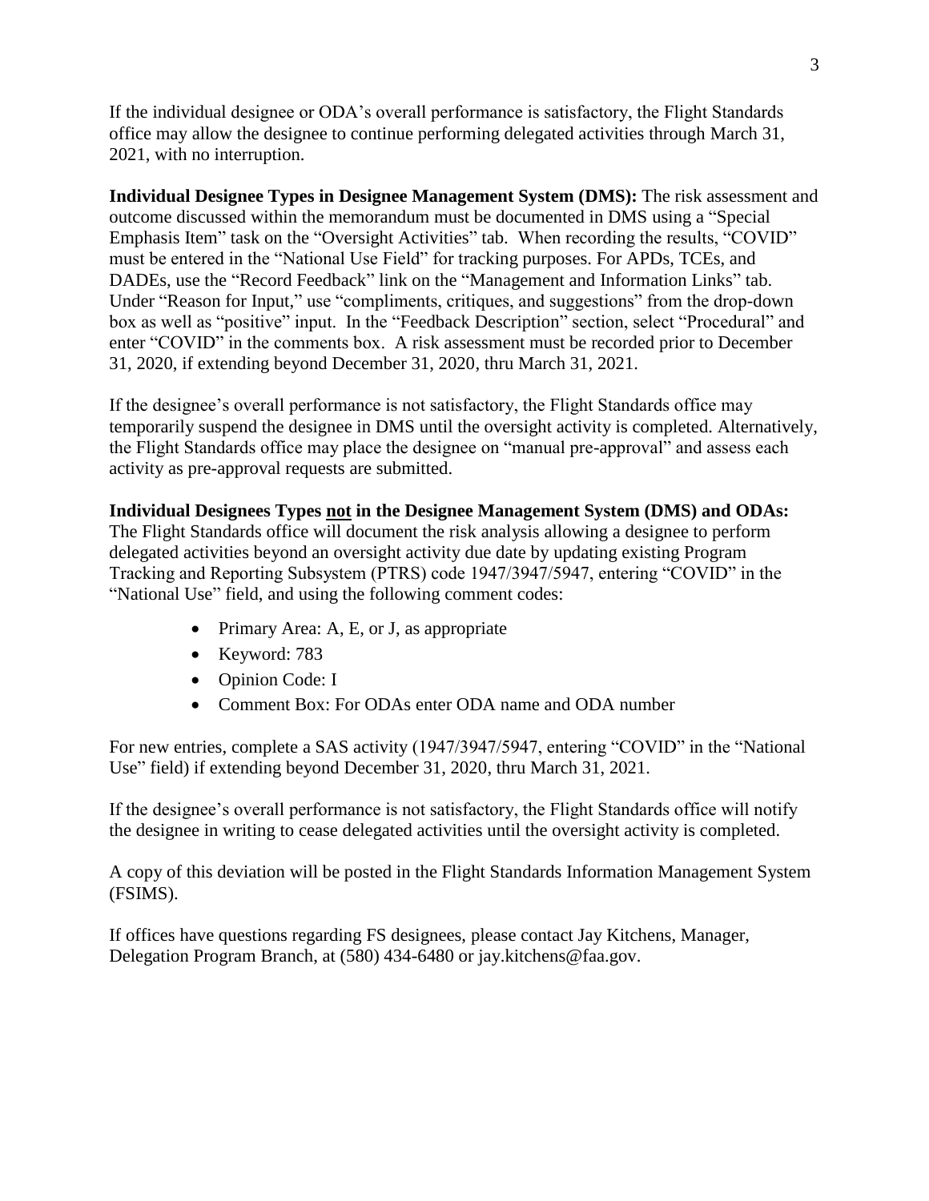If the individual designee or ODA's overall performance is satisfactory, the Flight Standards office may allow the designee to continue performing delegated activities through March 31, 2021, with no interruption.

**Individual Designee Types in Designee Management System (DMS):** The risk assessment and outcome discussed within the memorandum must be documented in DMS using a "Special Emphasis Item" task on the "Oversight Activities" tab. When recording the results, "COVID" must be entered in the "National Use Field" for tracking purposes. For APDs, TCEs, and DADEs, use the "Record Feedback" link on the "Management and Information Links" tab. Under "Reason for Input," use "compliments, critiques, and suggestions" from the drop-down box as well as "positive" input. In the "Feedback Description" section, select "Procedural" and enter "COVID" in the comments box. A risk assessment must be recorded prior to December 31, 2020, if extending beyond December 31, 2020, thru March 31, 2021.

If the designee's overall performance is not satisfactory, the Flight Standards office may temporarily suspend the designee in DMS until the oversight activity is completed. Alternatively, the Flight Standards office may place the designee on "manual pre-approval" and assess each activity as pre-approval requests are submitted.

**Individual Designees Types <u>not</u> in the Designee Management System (DMS) and ODAs:** The Flight Standards office will document the risk analysis allowing a designee to perform delegated activities beyond an oversight activity due date by updating existing Program Tracking and Reporting Subsystem (PTRS) code 1947/3947/5947, entering "COVID" in the "National Use" field, and using the following comment codes:

- Primary Area: A, E, or J, as appropriate
- Keyword: 783
- Opinion Code: I
- Comment Box: For ODAs enter ODA name and ODA number

For new entries, complete a SAS activity (1947/3947/5947, entering "COVID" in the "National Use" field) if extending beyond December 31, 2020, thru March 31, 2021.

If the designee's overall performance is not satisfactory, the Flight Standards office will notify the designee in writing to cease delegated activities until the oversight activity is completed.

A copy of this deviation will be posted in the Flight Standards Information Management System (FSIMS).

If offices have questions regarding FS designees, please contact Jay Kitchens, Manager, Delegation Program Branch, at (580) 434-6480 or jay.kitchens@faa.gov.